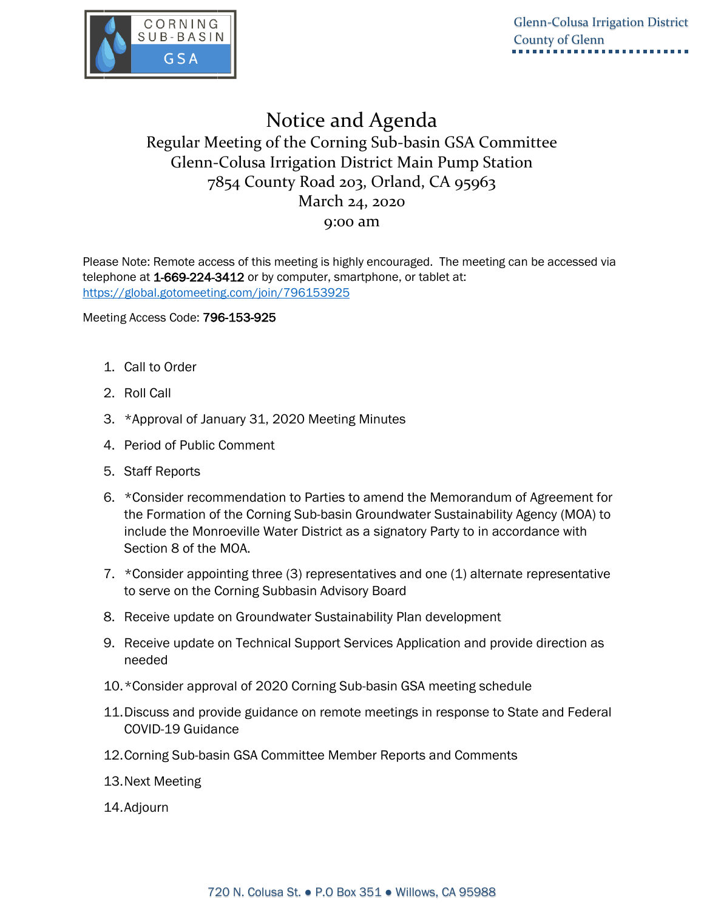CORNING SUB-BASIN GSA

Glenn-Colusa Irrigation District
County of Glenn

# Notice and Agenda

## Regular Meeting of the Corning Sub-basin GSA Committee

Glenn-Colusa Irrigation District Main Pump Station
7854 County Road 203, Orland, CA 95963
March 24, 2020
9:00 am

Please Note: Remote access of this meeting is highly encouraged. The meeting can be accessed via telephone at **1-669-224-3412** or by computer, smartphone, or tablet at:
https://global.gotomeeting.com/join/796153925

Meeting Access Code: **796-153-925**

1. Call to Order
2. Roll Call
3. *Approval of January 31, 2020 Meeting Minutes
4. Period of Public Comment
5. Staff Reports
6. *Consider recommendation to Parties to amend the Memorandum of Agreement for the Formation of the Corning Sub-basin Groundwater Sustainability Agency (MOA) to include the Monroeville Water District as a signatory Party to in accordance with Section 8 of the MOA.
7. *Consider appointing three (3) representatives and one (1) alternate representative to serve on the Corning Subbasin Advisory Board
8. Receive update on Groundwater Sustainability Plan development
9. Receive update on Technical Support Services Application and provide direction as needed
10. *Consider approval of 2020 Corning Sub-basin GSA meeting schedule
11. Discuss and provide guidance on remote meetings in response to State and Federal COVID-19 Guidance
12. Corning Sub-basin GSA Committee Member Reports and Comments
13. Next Meeting
14. Adjourn

720 N. Colusa St. ● P.O Box 351 ● Willows, CA 95988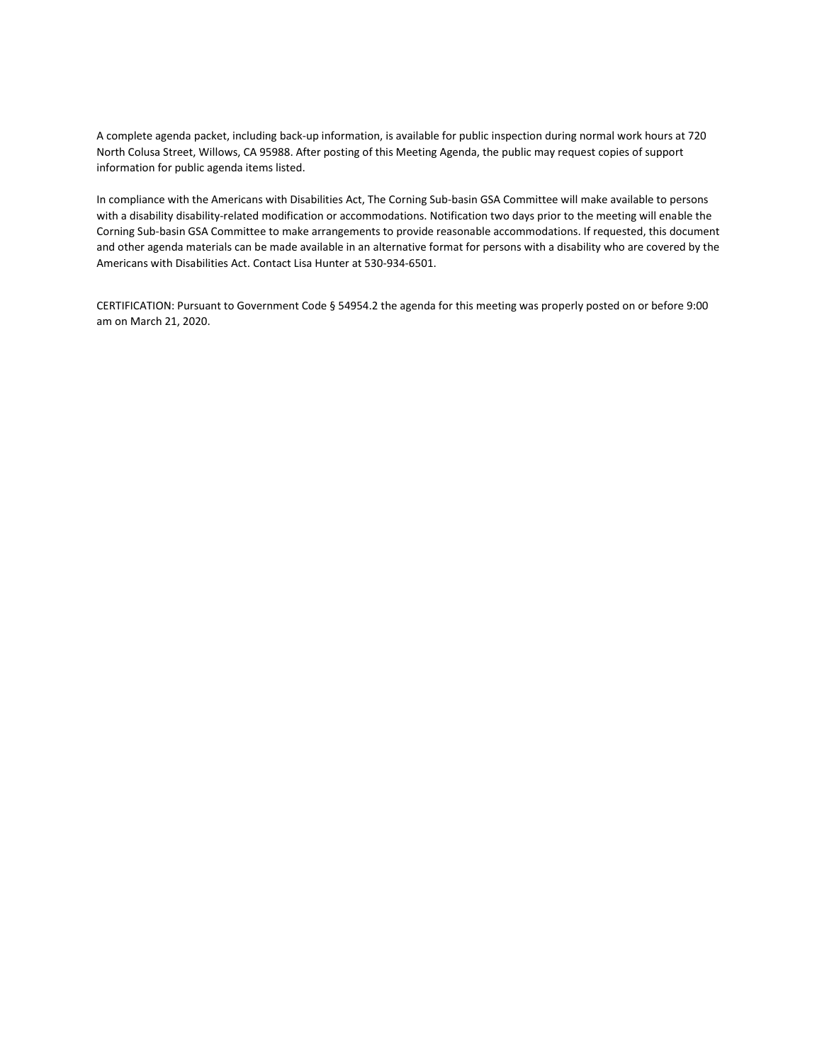A complete agenda packet, including back-up information, is available for public inspection during normal work hours at 720 North Colusa Street, Willows, CA 95988. After posting of this Meeting Agenda, the public may request copies of support information for public agenda items listed.

In compliance with the Americans with Disabilities Act, The Corning Sub-basin GSA Committee will make available to persons with a disability disability-related modification or accommodations. Notification two days prior to the meeting will enable the Corning Sub-basin GSA Committee to make arrangements to provide reasonable accommodations. If requested, this document and other agenda materials can be made available in an alternative format for persons with a disability who are covered by the Americans with Disabilities Act. Contact Lisa Hunter at 530-934-6501.

CERTIFICATION: Pursuant to Government Code § 54954.2 the agenda for this meeting was properly posted on or before 9:00 am on March 21, 2020.